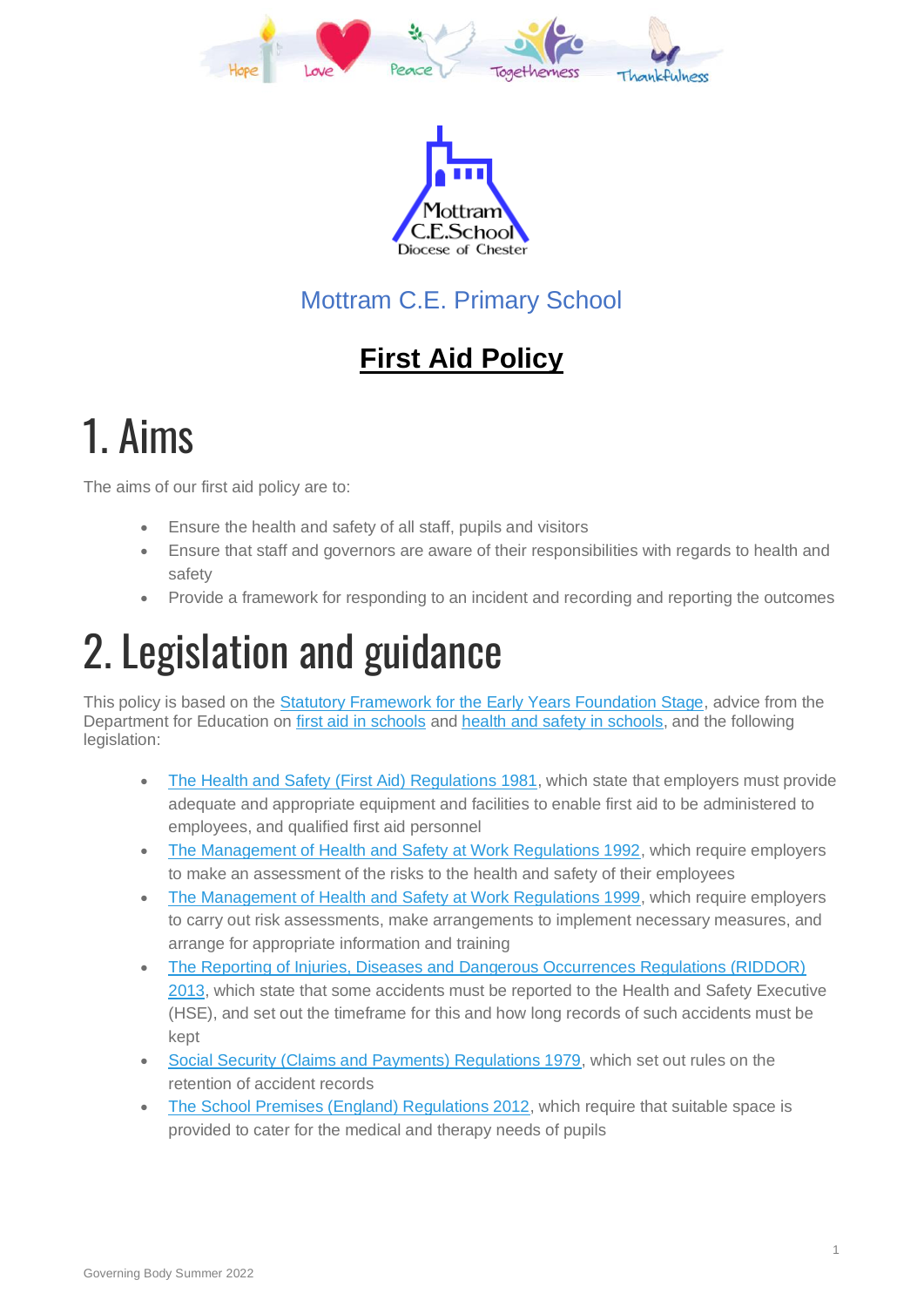Mottram C.E. Primary School

# First Aid Policy

## 1. Aims

The aims of our first aid policy are to:

- Ensure the health and safety of all staff, pupils and visitors
- Ensure that staff and governors are aware of their responsibilities with regards to health and safety
- Provide a framework for responding to an incident and recording and reporting the outcomes

## 2. Legislation and guidance

This policy is based on the Statutory Framework for the Early Years Foundation Stage, advice from the Department for Education on first aid in schools and health and safety in schools, and the following legislation:

- The Health and Safety (First Aid) Regulations 1981, which state that employers must provide adequate and appropriate equipment and facilities to enable first aid to be administered to employees, and qualified first aid personnel
- The Management of Health and Safety at Work Regulations 1992, which require employers to make an assessment of the risks to the health and safety of their employees
- The Management of Health and Safety at Work Regulations 1999, which require employers to carry out risk assessments, make arrangements to implement necessary measures, and arrange for appropriate information and training
- The Reporting of Injuries, Diseases and Dangerous Occurrences Regulations (RIDDOR) 2013, which state that some accidents must be reported to the Health and Safety Executive (HSE), and set out the timeframe for this and how long records of such accidents must be kept
- Social Security (Claims and Payments) Regulations 1979, which set out rules on the retention of accident records
- The School Premises (England) Regulations 2012, which require that suitable space is provided to cater for the medical and therapy needs of pupils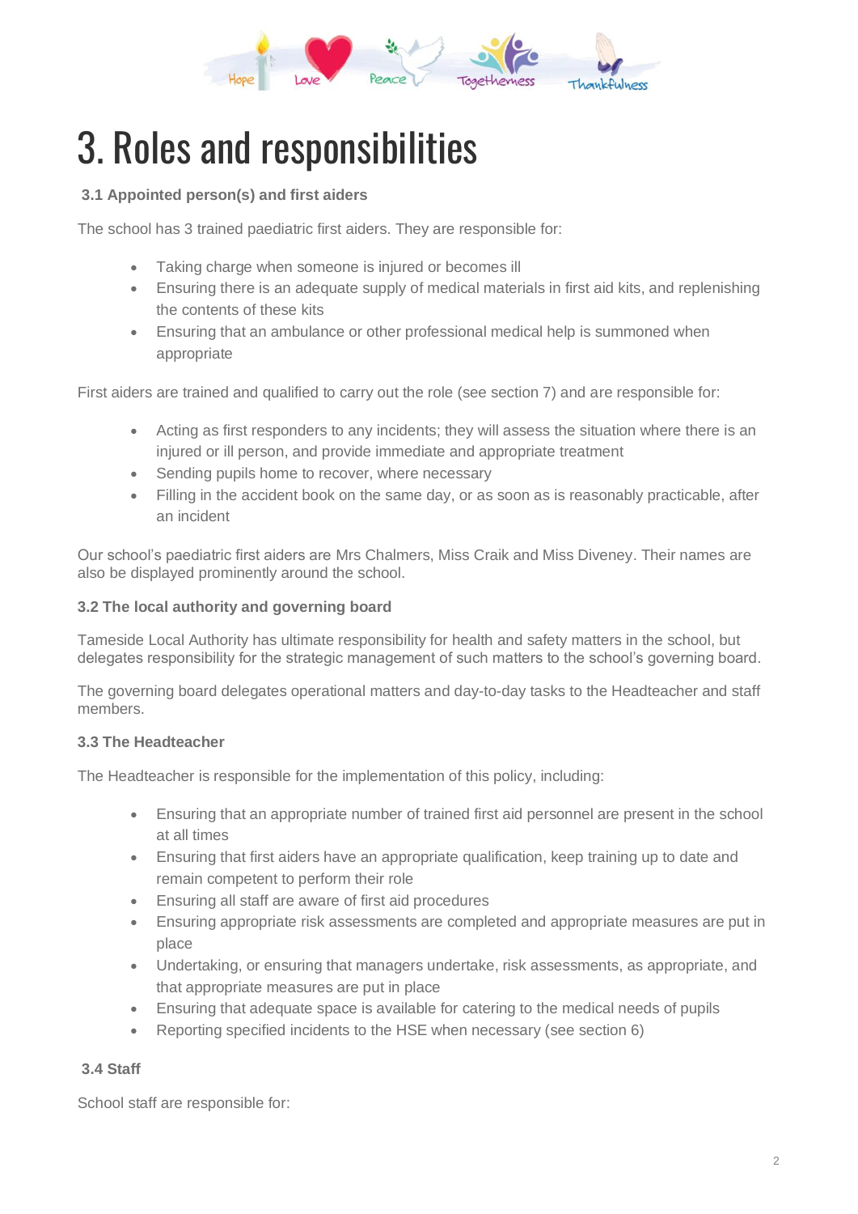# 3. Roles and responsibilities

### 3.1 Appointed person(s) and first aiders

The school has 3 trained paediatric first aiders. They are responsible for:

- Taking charge when someone is injured or becomes ill
- Ensuring there is an adequate supply of medical materials in first aid kits, and replenishing the contents of these kits
- Ensuring that an ambulance or other professional medical help is summoned when appropriate

First aiders are trained and qualified to carry out the role (see section 7) and are responsible for:

- Acting as first responders to any incidents; they will assess the situation where there is an injured or ill person, and provide immediate and appropriate treatment
- Sending pupils home to recover, where necessary
- Filling in the accident book on the same day, or as soon as is reasonably practicable, after an incident

Our school's paediatric first aiders are Mrs Chalmers, Miss Craik and Miss Diveney. Their names are also be displayed prominently around the school.

### 3.2 The local authority and governing board

Tameside Local Authority has ultimate responsibility for health and safety matters in the school, but delegates responsibility for the strategic management of such matters to the school's governing board.

The governing board delegates operational matters and day-to-day tasks to the Headteacher and staff members.

### 3.3 The Headteacher

The Headteacher is responsible for the implementation of this policy, including:

- Ensuring that an appropriate number of trained first aid personnel are present in the school at all times
- Ensuring that first aiders have an appropriate qualification, keep training up to date and remain competent to perform their role
- Ensuring all staff are aware of first aid procedures
- Ensuring appropriate risk assessments are completed and appropriate measures are put in place
- Undertaking, or ensuring that managers undertake, risk assessments, as appropriate, and that appropriate measures are put in place
- Ensuring that adequate space is available for catering to the medical needs of pupils
- Reporting specified incidents to the HSE when necessary (see section 6)

### 3.4 Staff

School staff are responsible for: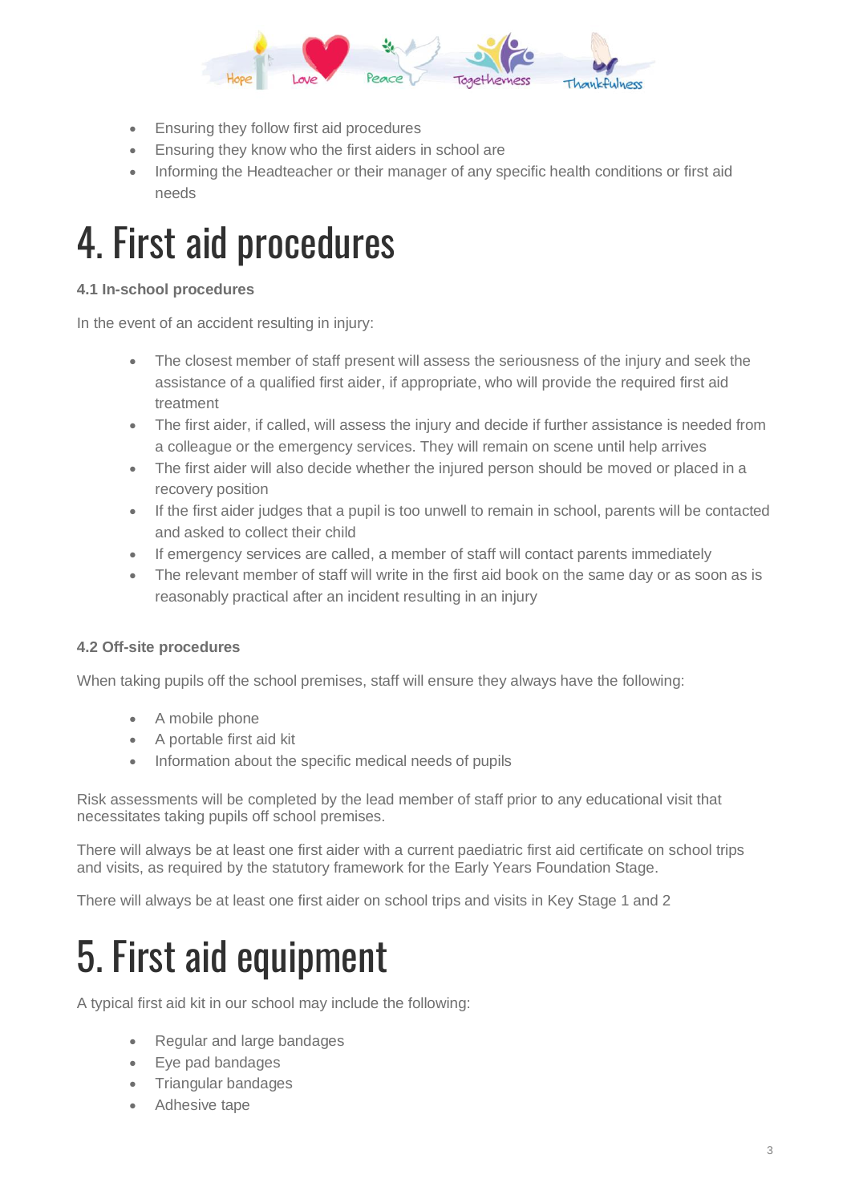- Ensuring they follow first aid procedures
- Ensuring they know who the first aiders in school are
- Informing the Headteacher or their manager of any specific health conditions or first aid needs

# 4. First aid procedures

**4.1 In-school procedures**

In the event of an accident resulting in injury:

- The closest member of staff present will assess the seriousness of the injury and seek the assistance of a qualified first aider, if appropriate, who will provide the required first aid treatment
- The first aider, if called, will assess the injury and decide if further assistance is needed from a colleague or the emergency services. They will remain on scene until help arrives
- The first aider will also decide whether the injured person should be moved or placed in a recovery position
- If the first aider judges that a pupil is too unwell to remain in school, parents will be contacted and asked to collect their child
- If emergency services are called, a member of staff will contact parents immediately
- The relevant member of staff will write in the first aid book on the same day or as soon as is reasonably practical after an incident resulting in an injury

**4.2 Off-site procedures**

When taking pupils off the school premises, staff will ensure they always have the following:

- A mobile phone
- A portable first aid kit
- Information about the specific medical needs of pupils

Risk assessments will be completed by the lead member of staff prior to any educational visit that necessitates taking pupils off school premises.

There will always be at least one first aider with a current paediatric first aid certificate on school trips and visits, as required by the statutory framework for the Early Years Foundation Stage.

There will always be at least one first aider on school trips and visits in Key Stage 1 and 2

# 5. First aid equipment

A typical first aid kit in our school may include the following:

- Regular and large bandages
- Eye pad bandages
- Triangular bandages
- Adhesive tape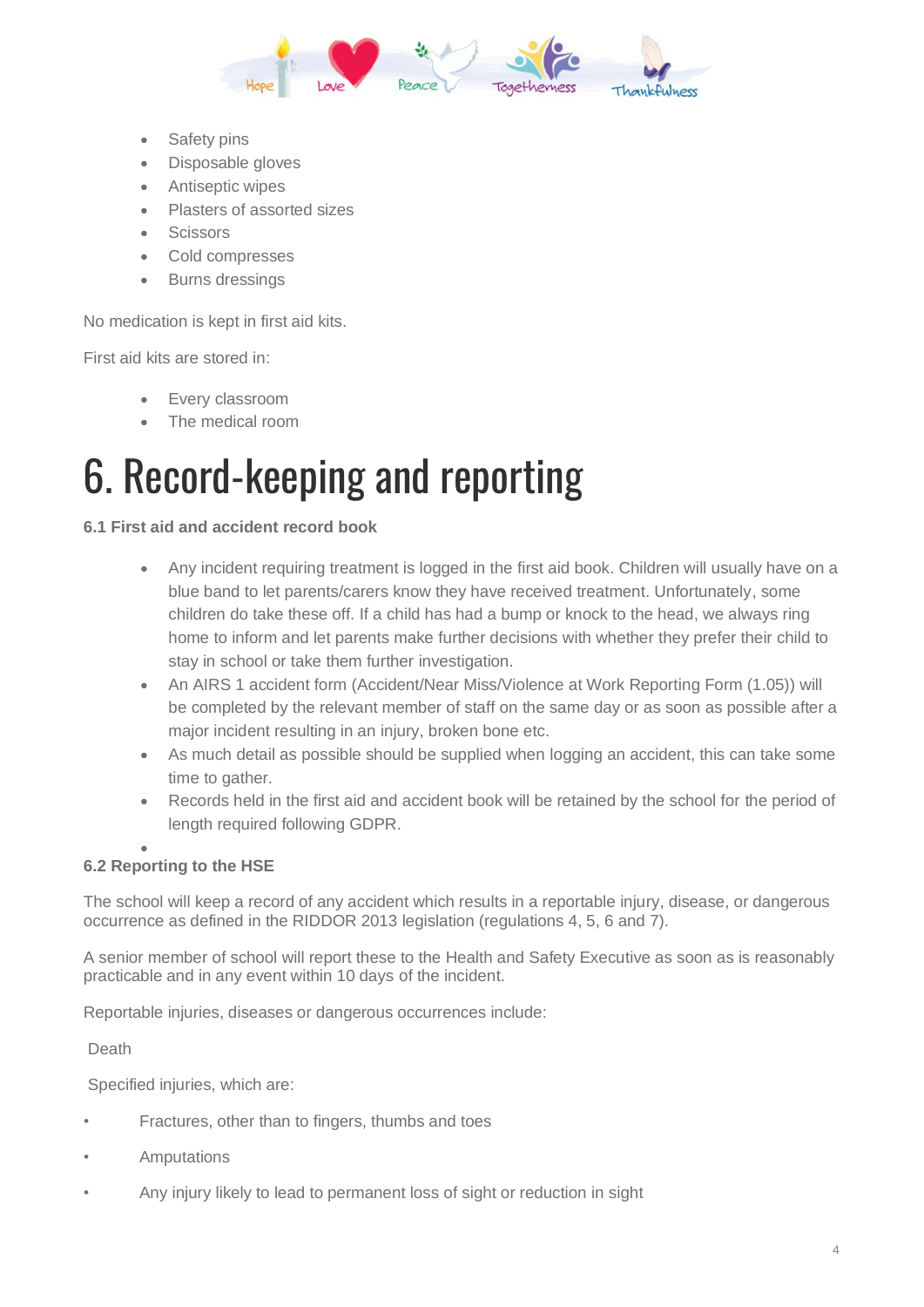- Safety pins
- Disposable gloves
- Antiseptic wipes
- Plasters of assorted sizes
- Scissors
- Cold compresses
- Burns dressings

No medication is kept in first aid kits.

First aid kits are stored in:

- Every classroom
- The medical room

# 6. Record-keeping and reporting

**6.1 First aid and accident record book**

- Any incident requiring treatment is logged in the first aid book. Children will usually have on a blue band to let parents/carers know they have received treatment. Unfortunately, some children do take these off. If a child has had a bump or knock to the head, we always ring home to inform and let parents make further decisions with whether they prefer their child to stay in school or take them further investigation.
- An AIRS 1 accident form (Accident/Near Miss/Violence at Work Reporting Form (1.05)) will be completed by the relevant member of staff on the same day or as soon as possible after a major incident resulting in an injury, broken bone etc.
- As much detail as possible should be supplied when logging an accident, this can take some time to gather.
- Records held in the first aid and accident book will be retained by the school for the period of length required following GDPR.

**6.2 Reporting to the HSE**

The school will keep a record of any accident which results in a reportable injury, disease, or dangerous occurrence as defined in the RIDDOR 2013 legislation (regulations 4, 5, 6 and 7).

A senior member of school will report these to the Health and Safety Executive as soon as is reasonably practicable and in any event within 10 days of the incident.

Reportable injuries, diseases or dangerous occurrences include:

Death

Specified injuries, which are:

- Fractures, other than to fingers, thumbs and toes
- Amputations
- Any injury likely to lead to permanent loss of sight or reduction in sight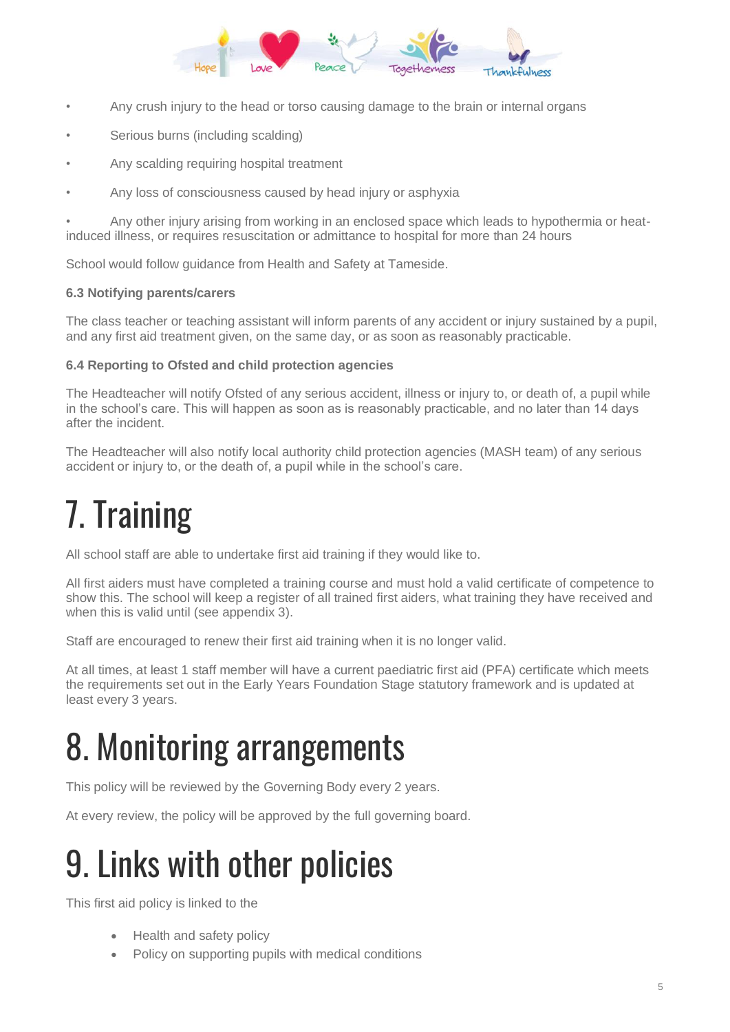- Any crush injury to the head or torso causing damage to the brain or internal organs
- Serious burns (including scalding)
- Any scalding requiring hospital treatment
- Any loss of consciousness caused by head injury or asphyxia
- Any other injury arising from working in an enclosed space which leads to hypothermia or heat-induced illness, or requires resuscitation or admittance to hospital for more than 24 hours

School would follow guidance from Health and Safety at Tameside.

**6.3 Notifying parents/carers**

The class teacher or teaching assistant will inform parents of any accident or injury sustained by a pupil, and any first aid treatment given, on the same day, or as soon as reasonably practicable.

**6.4 Reporting to Ofsted and child protection agencies**

The Headteacher will notify Ofsted of any serious accident, illness or injury to, or death of, a pupil while in the school's care. This will happen as soon as is reasonably practicable, and no later than 14 days after the incident.

The Headteacher will also notify local authority child protection agencies (MASH team) of any serious accident or injury to, or the death of, a pupil while in the school's care.

# 7. Training

All school staff are able to undertake first aid training if they would like to.

All first aiders must have completed a training course and must hold a valid certificate of competence to show this. The school will keep a register of all trained first aiders, what training they have received and when this is valid until (see appendix 3).

Staff are encouraged to renew their first aid training when it is no longer valid.

At all times, at least 1 staff member will have a current paediatric first aid (PFA) certificate which meets the requirements set out in the Early Years Foundation Stage statutory framework and is updated at least every 3 years.

# 8. Monitoring arrangements

This policy will be reviewed by the Governing Body every 2 years.

At every review, the policy will be approved by the full governing board.

# 9. Links with other policies

This first aid policy is linked to the

- Health and safety policy
- Policy on supporting pupils with medical conditions